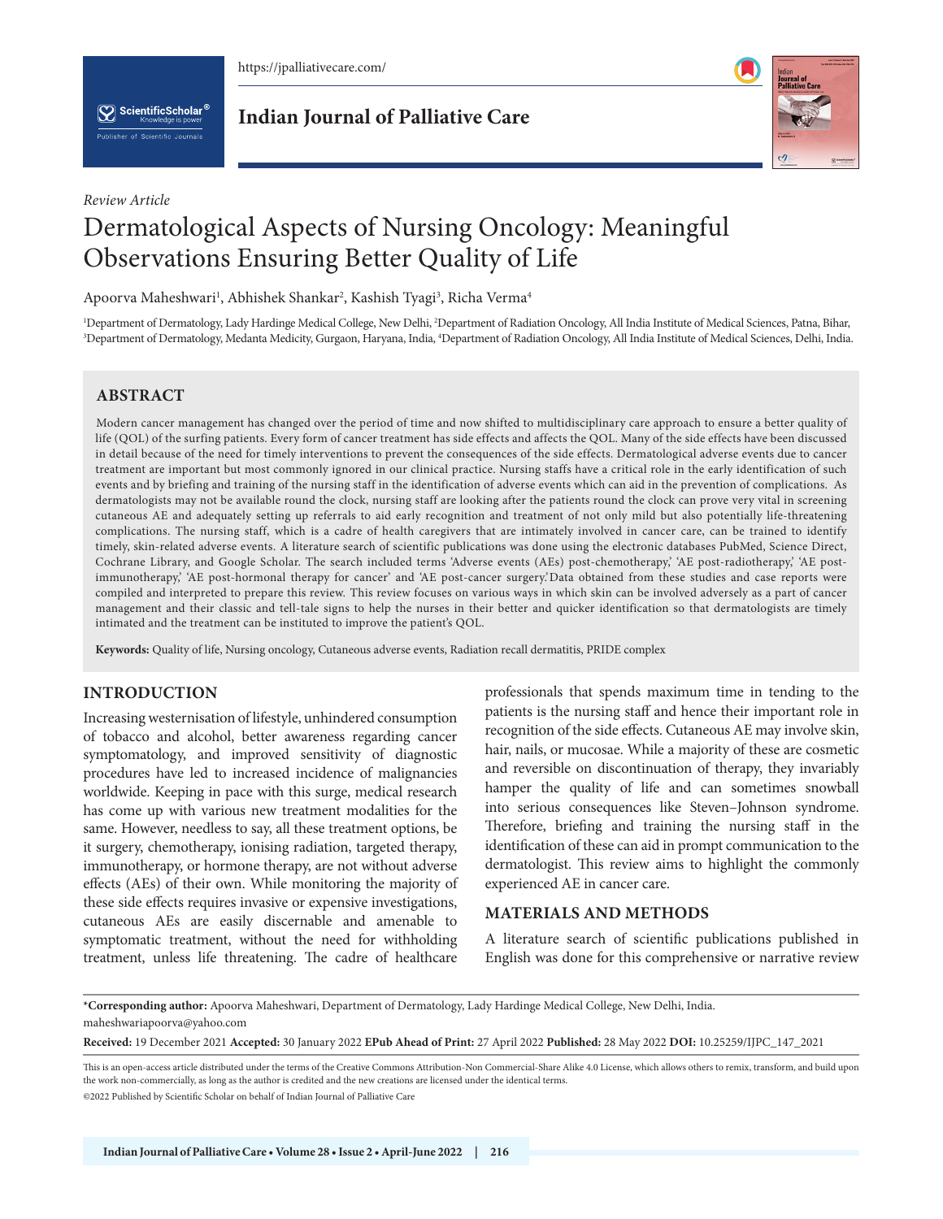*Review Article*

# Dermatological Aspects of Nursing Oncology: Meaningful Observations Ensuring Better Quality of Life

Apoorva Maheshwari[1], Abhishek Shankar[2], Kashish Tyagi[3], Richa Verma[4]

[1]Department of Dermatology, Lady Hardinge Medical College, New Delhi, [2]Department of Radiation Oncology, All India Institute of Medical Sciences, Patna, Bihar, [3]Department of Dermatology, Medanta Medicity, Gurgaon, Haryana, India, [4]Department of Radiation Oncology, All India Institute of Medical Sciences, Delhi, India.

## ABSTRACT

Modern cancer management has changed over the period of time and now shifted to multidisciplinary care approach to ensure a better quality of life (QOL) of the surfing patients. Every form of cancer treatment has side effects and affects the QOL. Many of the side effects have been discussed in detail because of the need for timely interventions to prevent the consequences of the side effects. Dermatological adverse events due to cancer treatment are important but most commonly ignored in our clinical practice. Nursing staffs have a critical role in the early identification of such events and by briefing and training of the nursing staff in the identification of adverse events which can aid in the prevention of complications. As dermatologists may not be available round the clock, nursing staff are looking after the patients round the clock can prove very vital in screening cutaneous AE and adequately setting up referrals to aid early recognition and treatment of not only mild but also potentially life-threatening complications. The nursing staff, which is a cadre of health caregivers that are intimately involved in cancer care, can be trained to identify timely, skin-related adverse events. A literature search of scientific publications was done using the electronic databases PubMed, Science Direct, Cochrane Library, and Google Scholar. The search included terms 'Adverse events (AEs) post-chemotherapy,' 'AE post-radiotherapy,' 'AE post-immunotherapy,' 'AE post-hormonal therapy for cancer' and 'AE post-cancer surgery.' Data obtained from these studies and case reports were compiled and interpreted to prepare this review. This review focuses on various ways in which skin can be involved adversely as a part of cancer management and their classic and tell-tale signs to help the nurses in their better and quicker identification so that dermatologists are timely intimated and the treatment can be instituted to improve the patient's QOL.

**Keywords:** Quality of life, Nursing oncology, Cutaneous adverse events, Radiation recall dermatitis, PRIDE complex

## INTRODUCTION

Increasing westernisation of lifestyle, unhindered consumption of tobacco and alcohol, better awareness regarding cancer symptomatology, and improved sensitivity of diagnostic procedures have led to increased incidence of malignancies worldwide. Keeping in pace with this surge, medical research has come up with various new treatment modalities for the same. However, needless to say, all these treatment options, be it surgery, chemotherapy, ionising radiation, targeted therapy, immunotherapy, or hormone therapy, are not without adverse effects (AEs) of their own. While monitoring the majority of these side effects requires invasive or expensive investigations, cutaneous AEs are easily discernable and amenable to symptomatic treatment, without the need for withholding treatment, unless life threatening. The cadre of healthcare professionals that spends maximum time in tending to the patients is the nursing staff and hence their important role in recognition of the side effects. Cutaneous AE may involve skin, hair, nails, or mucosae. While a majority of these are cosmetic and reversible on discontinuation of therapy, they invariably hamper the quality of life and can sometimes snowball into serious consequences like Steven–Johnson syndrome. Therefore, briefing and training the nursing staff in the identification of these can aid in prompt communication to the dermatologist. This review aims to highlight the commonly experienced AE in cancer care.

## MATERIALS AND METHODS

A literature search of scientific publications published in English was done for this comprehensive or narrative review

---

**\*Corresponding author:** Apoorva Maheshwari, Department of Dermatology, Lady Hardinge Medical College, New Delhi, India. maheshwariapoorva@yahoo.com

**Received:** 19 December 2021 **Accepted:** 30 January 2022 **EPub Ahead of Print:** 27 April 2022 **Published:** 28 May 2022 **DOI:** 10.25259/IJPC_147_2021

This is an open-access article distributed under the terms of the Creative Commons Attribution-Non Commercial-Share Alike 4.0 License, which allows others to remix, transform, and build upon the work non-commercially, as long as the author is credited and the new creations are licensed under the identical terms.

©2022 Published by Scientific Scholar on behalf of Indian Journal of Palliative Care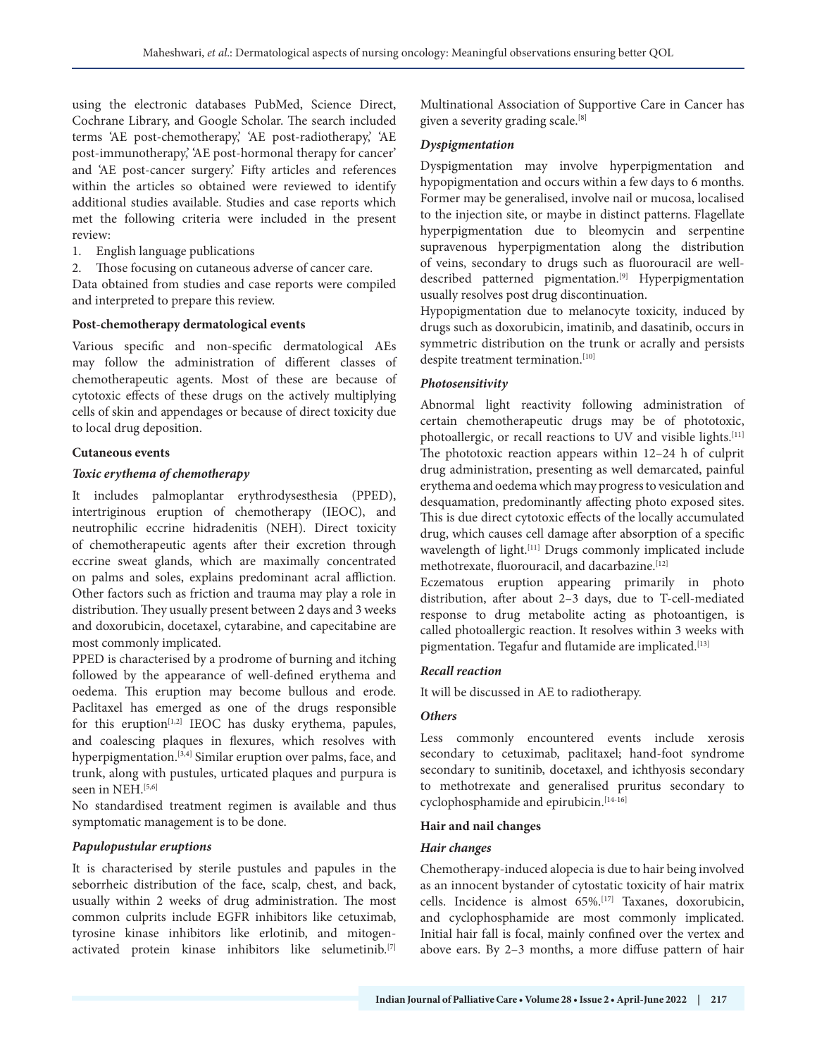using the electronic databases PubMed, Science Direct, Cochrane Library, and Google Scholar. The search included terms 'AE post-chemotherapy,' 'AE post-radiotherapy,' 'AE post-immunotherapy,' 'AE post-hormonal therapy for cancer' and 'AE post-cancer surgery.' Fifty articles and references within the articles so obtained were reviewed to identify additional studies available. Studies and case reports which met the following criteria were included in the present review:

1. English language publications
2. Those focusing on cutaneous adverse of cancer care.

Data obtained from studies and case reports were compiled and interpreted to prepare this review.

## Post-chemotherapy dermatological events

Various specific and non-specific dermatological AEs may follow the administration of different classes of chemotherapeutic agents. Most of these are because of cytotoxic effects of these drugs on the actively multiplying cells of skin and appendages or because of direct toxicity due to local drug deposition.

### Cutaneous events

#### *Toxic erythema of chemotherapy*

It includes palmoplantar erythrodysesthesia (PPED), intertriginous eruption of chemotherapy (IEOC), and neutrophilic eccrine hidradenitis (NEH). Direct toxicity of chemotherapeutic agents after their excretion through eccrine sweat glands, which are maximally concentrated on palms and soles, explains predominant acral affliction. Other factors such as friction and trauma may play a role in distribution. They usually present between 2 days and 3 weeks and doxorubicin, docetaxel, cytarabine, and capecitabine are most commonly implicated.

PPED is characterised by a prodrome of burning and itching followed by the appearance of well-defined erythema and oedema. This eruption may become bullous and erode. Paclitaxel has emerged as one of the drugs responsible for this eruption[1,2] IEOC has dusky erythema, papules, and coalescing plaques in flexures, which resolves with hyperpigmentation.[3,4] Similar eruption over palms, face, and trunk, along with pustules, urticated plaques and purpura is seen in NEH.[5,6]

No standardised treatment regimen is available and thus symptomatic management is to be done.

#### *Papulopustular eruptions*

It is characterised by sterile pustules and papules in the seborrheic distribution of the face, scalp, chest, and back, usually within 2 weeks of drug administration. The most common culprits include EGFR inhibitors like cetuximab, tyrosine kinase inhibitors like erlotinib, and mitogen-activated protein kinase inhibitors like selumetinib.[7] Multinational Association of Supportive Care in Cancer has given a severity grading scale.[8]

#### *Dyspigmentation*

Dyspigmentation may involve hyperpigmentation and hypopigmentation and occurs within a few days to 6 months. Former may be generalised, involve nail or mucosa, localised to the injection site, or maybe in distinct patterns. Flagellate hyperpigmentation due to bleomycin and serpentine supravenous hyperpigmentation along the distribution of veins, secondary to drugs such as fluorouracil are well-described patterned pigmentation.[9] Hyperpigmentation usually resolves post drug discontinuation.

Hypopigmentation due to melanocyte toxicity, induced by drugs such as doxorubicin, imatinib, and dasatinib, occurs in symmetric distribution on the trunk or acrally and persists despite treatment termination.[10]

#### *Photosensitivity*

Abnormal light reactivity following administration of certain chemotherapeutic drugs may be of phototoxic, photoallergic, or recall reactions to UV and visible lights.[11] The phototoxic reaction appears within 12–24 h of culprit drug administration, presenting as well demarcated, painful erythema and oedema which may progress to vesiculation and desquamation, predominantly affecting photo exposed sites. This is due direct cytotoxic effects of the locally accumulated drug, which causes cell damage after absorption of a specific wavelength of light.[11] Drugs commonly implicated include methotrexate, fluorouracil, and dacarbazine.[12]

Eczematous eruption appearing primarily in photo distribution, after about 2–3 days, due to T-cell-mediated response to drug metabolite acting as photoantigen, is called photoallergic reaction. It resolves within 3 weeks with pigmentation. Tegafur and flutamide are implicated.[13]

#### *Recall reaction*

It will be discussed in AE to radiotherapy.

#### *Others*

Less commonly encountered events include xerosis secondary to cetuximab, paclitaxel; hand-foot syndrome secondary to sunitinib, docetaxel, and ichthyosis secondary to methotrexate and generalised pruritus secondary to cyclophosphamide and epirubicin.[14-16]

### Hair and nail changes

#### *Hair changes*

Chemotherapy-induced alopecia is due to hair being involved as an innocent bystander of cytostatic toxicity of hair matrix cells. Incidence is almost 65%.[17] Taxanes, doxorubicin, and cyclophosphamide are most commonly implicated. Initial hair fall is focal, mainly confined over the vertex and above ears. By 2–3 months, a more diffuse pattern of hair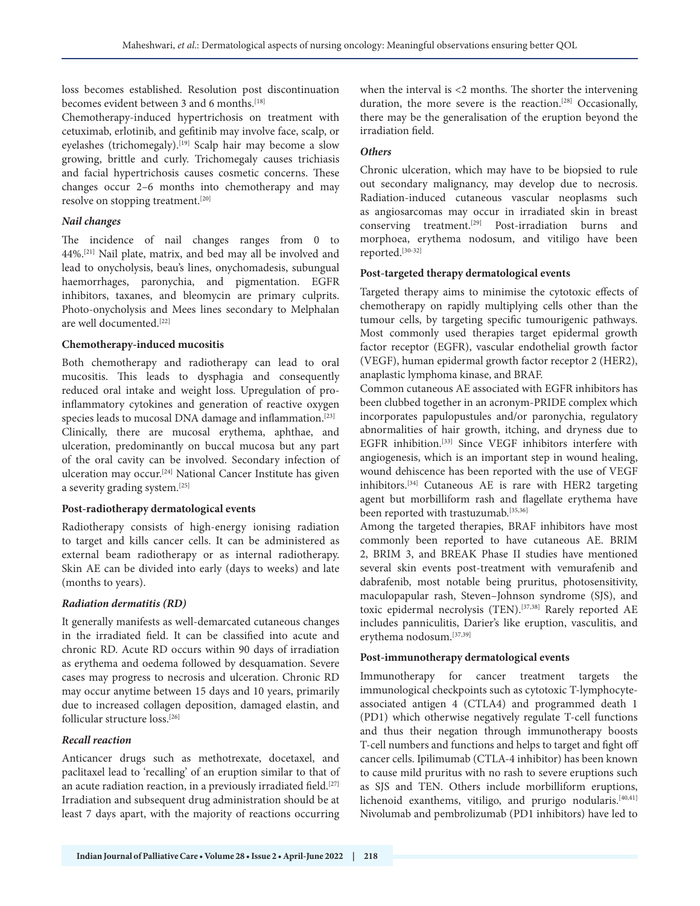loss becomes established. Resolution post discontinuation becomes evident between 3 and 6 months.[18]

Chemotherapy-induced hypertrichosis on treatment with cetuximab, erlotinib, and gefitinib may involve face, scalp, or eyelashes (trichomegaly).[19] Scalp hair may become a slow growing, brittle and curly. Trichomegaly causes trichiasis and facial hypertrichosis causes cosmetic concerns. These changes occur 2–6 months into chemotherapy and may resolve on stopping treatment.[20]

### *Nail changes*

The incidence of nail changes ranges from 0 to 44%.[21] Nail plate, matrix, and bed may all be involved and lead to onycholysis, beau's lines, onychomadesis, subungual haemorrhages, paronychia, and pigmentation. EGFR inhibitors, taxanes, and bleomycin are primary culprits. Photo-onycholysis and Mees lines secondary to Melphalan are well documented.[22]

## Chemotherapy-induced mucositis

Both chemotherapy and radiotherapy can lead to oral mucositis. This leads to dysphagia and consequently reduced oral intake and weight loss. Upregulation of pro-inflammatory cytokines and generation of reactive oxygen species leads to mucosal DNA damage and inflammation.[23]

Clinically, there are mucosal erythema, aphthae, and ulceration, predominantly on buccal mucosa but any part of the oral cavity can be involved. Secondary infection of ulceration may occur.[24] National Cancer Institute has given a severity grading system.[25]

## Post-radiotherapy dermatological events

Radiotherapy consists of high-energy ionising radiation to target and kills cancer cells. It can be administered as external beam radiotherapy or as internal radiotherapy. Skin AE can be divided into early (days to weeks) and late (months to years).

### *Radiation dermatitis (RD)*

It generally manifests as well-demarcated cutaneous changes in the irradiated field. It can be classified into acute and chronic RD. Acute RD occurs within 90 days of irradiation as erythema and oedema followed by desquamation. Severe cases may progress to necrosis and ulceration. Chronic RD may occur anytime between 15 days and 10 years, primarily due to increased collagen deposition, damaged elastin, and follicular structure loss.[26]

### *Recall reaction*

Anticancer drugs such as methotrexate, docetaxel, and paclitaxel lead to 'recalling' of an eruption similar to that of an acute radiation reaction, in a previously irradiated field.[27] Irradiation and subsequent drug administration should be at least 7 days apart, with the majority of reactions occurring when the interval is <2 months. The shorter the intervening duration, the more severe is the reaction.[28] Occasionally, there may be the generalisation of the eruption beyond the irradiation field.

### *Others*

Chronic ulceration, which may have to be biopsied to rule out secondary malignancy, may develop due to necrosis. Radiation-induced cutaneous vascular neoplasms such as angiosarcomas may occur in irradiated skin in breast conserving treatment.[29] Post-irradiation burns and morphoea, erythema nodosum, and vitiligo have been reported.[30-32]

## Post-targeted therapy dermatological events

Targeted therapy aims to minimise the cytotoxic effects of chemotherapy on rapidly multiplying cells other than the tumour cells, by targeting specific tumourigenic pathways. Most commonly used therapies target epidermal growth factor receptor (EGFR), vascular endothelial growth factor (VEGF), human epidermal growth factor receptor 2 (HER2), anaplastic lymphoma kinase, and BRAF.

Common cutaneous AE associated with EGFR inhibitors has been clubbed together in an acronym-PRIDE complex which incorporates papulopustules and/or paronychia, regulatory abnormalities of hair growth, itching, and dryness due to EGFR inhibition.[33] Since VEGF inhibitors interfere with angiogenesis, which is an important step in wound healing, wound dehiscence has been reported with the use of VEGF inhibitors.[34] Cutaneous AE is rare with HER2 targeting agent but morbilliform rash and flagellate erythema have been reported with trastuzumab.[35,36]

Among the targeted therapies, BRAF inhibitors have most commonly been reported to have cutaneous AE. BRIM 2, BRIM 3, and BREAK Phase II studies have mentioned several skin events post-treatment with vemurafenib and dabrafenib, most notable being pruritus, photosensitivity, maculopapular rash, Steven–Johnson syndrome (SJS), and toxic epidermal necrolysis (TEN).[37,38] Rarely reported AE includes panniculitis, Darier's like eruption, vasculitis, and erythema nodosum.[37,39]

## Post-immunotherapy dermatological events

Immunotherapy for cancer treatment targets the immunological checkpoints such as cytotoxic T-lymphocyte-associated antigen 4 (CTLA4) and programmed death 1 (PD1) which otherwise negatively regulate T-cell functions and thus their negation through immunotherapy boosts T-cell numbers and functions and helps to target and fight off cancer cells. Ipilimumab (CTLA-4 inhibitor) has been known to cause mild pruritus with no rash to severe eruptions such as SJS and TEN. Others include morbilliform eruptions, lichenoid exanthems, vitiligo, and prurigo nodularis.[40,41] Nivolumab and pembrolizumab (PD1 inhibitors) have led to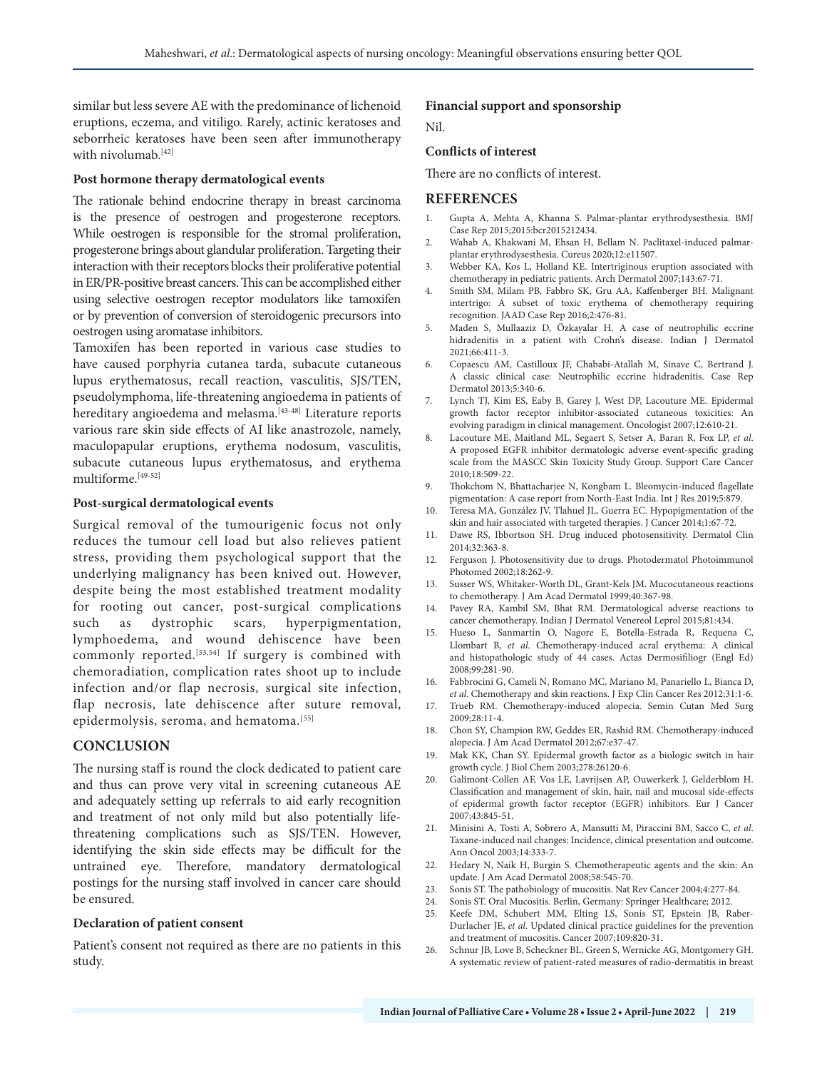similar but less severe AE with the predominance of lichenoid eruptions, eczema, and vitiligo. Rarely, actinic keratoses and seborrheic keratoses have been seen after immunotherapy with nivolumab.[42]

### Post hormone therapy dermatological events

The rationale behind endocrine therapy in breast carcinoma is the presence of oestrogen and progesterone receptors. While oestrogen is responsible for the stromal proliferation, progesterone brings about glandular proliferation. Targeting their interaction with their receptors blocks their proliferative potential in ER/PR-positive breast cancers. This can be accomplished either using selective oestrogen receptor modulators like tamoxifen or by prevention of conversion of steroidogenic precursors into oestrogen using aromatase inhibitors.

Tamoxifen has been reported in various case studies to have caused porphyria cutanea tarda, subacute cutaneous lupus erythematosus, recall reaction, vasculitis, SJS/TEN, pseudolymphoma, life-threatening angioedema in patients of hereditary angioedema and melasma.[43-48] Literature reports various rare skin side effects of AI like anastrozole, namely, maculopapular eruptions, erythema nodosum, vasculitis, subacute cutaneous lupus erythematosus, and erythema multiforme.[49-52]

### Post-surgical dermatological events

Surgical removal of the tumourigenic focus not only reduces the tumour cell load but also relieves patient stress, providing them psychological support that the underlying malignancy has been knived out. However, despite being the most established treatment modality for rooting out cancer, post-surgical complications such as dystrophic scars, hyperpigmentation, lymphoedema, and wound dehiscence have been commonly reported.[53,54] If surgery is combined with chemoradiation, complication rates shoot up to include infection and/or flap necrosis, surgical site infection, flap necrosis, late dehiscence after suture removal, epidermolysis, seroma, and hematoma.[55]

## CONCLUSION

The nursing staff is round the clock dedicated to patient care and thus can prove very vital in screening cutaneous AE and adequately setting up referrals to aid early recognition and treatment of not only mild but also potentially life-threatening complications such as SJS/TEN. However, identifying the skin side effects may be difficult for the untrained eye. Therefore, mandatory dermatological postings for the nursing staff involved in cancer care should be ensured.

### Declaration of patient consent

Patient's consent not required as there are no patients in this study.

### Financial support and sponsorship

Nil.

### Conflicts of interest

There are no conflicts of interest.

## REFERENCES

1. Gupta A, Mehta A, Khanna S. Palmar-plantar erythrodysesthesia. BMJ Case Rep 2015;2015:bcr2015212434.
2. Wahab A, Khakwani M, Ehsan H, Bellam N. Paclitaxel-induced palmar-plantar erythrodysesthesia. Cureus 2020;12:e11507.
3. Webber KA, Kos L, Holland KE. Intertriginous eruption associated with chemotherapy in pediatric patients. Arch Dermatol 2007;143:67-71.
4. Smith SM, Milam PB, Fabbro SK, Gru AA, Kaffenberger BH. Malignant intertrigo: A subset of toxic erythema of chemotherapy requiring recognition. JAAD Case Rep 2016;2:476-81.
5. Maden S, Mullaaziz D, Özkayalar H. A case of neutrophilic eccrine hidradenitis in a patient with Crohn's disease. Indian J Dermatol 2021;66:411-3.
6. Copaescu AM, Castilloux JF, Chababi-Atallah M, Sinave C, Bertrand J. A classic clinical case: Neutrophilic eccrine hidradenitis. Case Rep Dermatol 2013;5:340-6.
7. Lynch TJ, Kim ES, Eaby B, Garey J, West DP, Lacouture ME. Epidermal growth factor receptor inhibitor-associated cutaneous toxicities: An evolving paradigm in clinical management. Oncologist 2007;12:610-21.
8. Lacouture ME, Maitland ML, Segaert S, Setser A, Baran R, Fox LP, *et al*. A proposed EGFR inhibitor dermatologic adverse event-specific grading scale from the MASCC Skin Toxicity Study Group. Support Care Cancer 2010;18:509-22.
9. Thokchom N, Bhattacharjee N, Kongbam L. Bleomycin-induced flagellate pigmentation: A case report from North-East India. Int J Res 2019;5:879.
10. Teresa MA, González JV, Tlahuel JL, Guerra EC. Hypopigmentation of the skin and hair associated with targeted therapies. J Cancer 2014;1:67-72.
11. Dawe RS, Ibbortson SH. Drug induced photosensitivity. Dermatol Clin 2014;32:363-8.
12. Ferguson J. Photosensitivity due to drugs. Photodermatol Photoimmunol Photomed 2002;18:262-9.
13. Susser WS, Whitaker-Worth DL, Grant-Kels JM. Mucocutaneous reactions to chemotherapy. J Am Acad Dermatol 1999;40:367-98.
14. Pavey RA, Kambil SM, Bhat RM. Dermatological adverse reactions to cancer chemotherapy. Indian J Dermatol Venereol Leprol 2015;81:434.
15. Hueso L, Sanmartín O, Nagore E, Botella-Estrada R, Requena C, Llombart B, *et al*. Chemotherapy-induced acral erythema: A clinical and histopathologic study of 44 cases. Actas Dermosifiliogr (Engl Ed) 2008;99:281-90.
16. Fabbrocini G, Cameli N, Romano MC, Mariano M, Panariello L, Bianca D, *et al*. Chemotherapy and skin reactions. J Exp Clin Cancer Res 2012;31:1-6.
17. Trueb RM. Chemotherapy-induced alopecia. Semin Cutan Med Surg 2009;28:11-4.
18. Chon SY, Champion RW, Geddes ER, Rashid RM. Chemotherapy-induced alopecia. J Am Acad Dermatol 2012;67:e37-47.
19. Mak KK, Chan SY. Epidermal growth factor as a biologic switch in hair growth cycle. J Biol Chem 2003;278:26120-6.
20. Galimont-Collen AF, Vos LE, Lavrijsen AP, Ouwerkerk J, Gelderblom H. Classification and management of skin, hair, nail and mucosal side-effects of epidermal growth factor receptor (EGFR) inhibitors. Eur J Cancer 2007;43:845-51.
21. Minisini A, Tosti A, Sobrero A, Mansutti M, Piraccini BM, Sacco C, *et al*. Taxane-induced nail changes: Incidence, clinical presentation and outcome. Ann Oncol 2003;14:333-7.
22. Hedary N, Naik H, Burgin S. Chemotherapeutic agents and the skin: An update. J Am Acad Dermatol 2008;58:545-70.
23. Sonis ST. The pathobiology of mucositis. Nat Rev Cancer 2004;4:277-84.
24. Sonis ST. Oral Mucositis. Berlin, Germany: Springer Healthcare; 2012.
25. Keefe DM, Schubert MM, Elting LS, Sonis ST, Epstein JB, Raber-Durlacher JE, *et al*. Updated clinical practice guidelines for the prevention and treatment of mucositis. Cancer 2007;109:820-31.
26. Schnur JB, Love B, Scheckner BL, Green S, Wernicke AG, Montgomery GH. A systematic review of patient-rated measures of radio-dermatitis in breast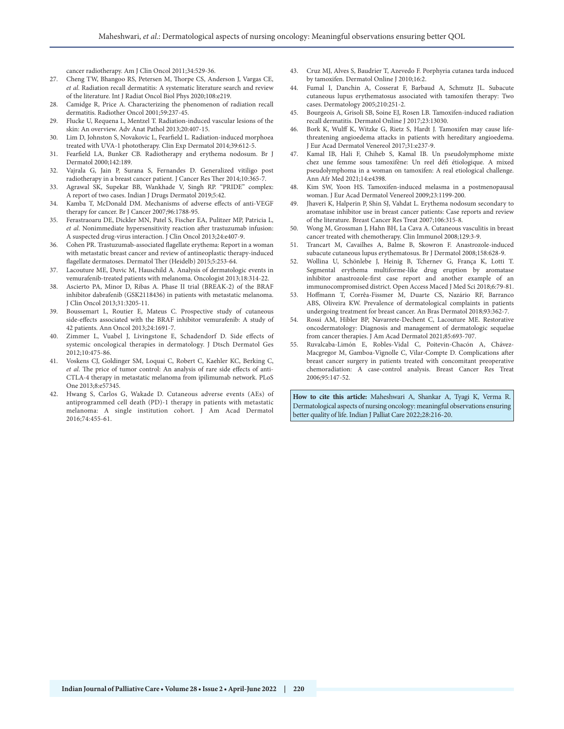cancer radiotherapy. Am J Clin Oncol 2011;34:529-36.

27. Cheng TW, Bhangoo RS, Petersen M, Thorpe CS, Anderson J, Vargas CE, *et al.* Radiation recall dermatitis: A systematic literature search and review of the literature. Int J Radiat Oncol Biol Phys 2020;108:e219.
28. Camidge R, Price A. Characterizing the phenomenon of radiation recall dermatitis. Radiother Oncol 2001;59:237-45.
29. Flucke U, Requena L, Mentzel T. Radiation-induced vascular lesions of the skin: An overview. Adv Anat Pathol 2013;20:407-15.
30. Lim D, Johnston S, Novakovic L, Fearfield L. Radiation-induced morphoea treated with UVA-1 phototherapy. Clin Exp Dermatol 2014;39:612-5.
31. Fearfield LA, Bunker CB. Radiotherapy and erythema nodosum. Br J Dermatol 2000;142:189.
32. Vajrala G, Jain P, Surana S, Fernandes D. Generalized vitiligo post radiotherapy in a breast cancer patient. J Cancer Res Ther 2014;10:365-7.
33. Agrawal SK, Supekar BB, Wankhade V, Singh RP. "PRIDE" complex: A report of two cases. Indian J Drugs Dermatol 2019;5:42.
34. Kamba T, McDonald DM. Mechanisms of adverse effects of anti-VEGF therapy for cancer. Br J Cancer 2007;96:1788-95.
35. Ferastraoaru DE, Dickler MN, Patel S, Fischer EA, Pulitzer MP, Patricia L, *et al.* Nonimmediate hypersensitivity reaction after trastuzumab infusion: A suspected drug-virus interaction. J Clin Oncol 2013;24:e407-9.
36. Cohen PR. Trastuzumab-associated flagellate erythema: Report in a woman with metastatic breast cancer and review of antineoplastic therapy-induced flagellate dermatoses. Dermatol Ther (Heidelb) 2015;5:253-64.
37. Lacouture ME, Duvic M, Hauschild A. Analysis of dermatologic events in vemurafenib-treated patients with melanoma. Oncologist 2013;18:314-22.
38. Ascierto PA, Minor D, Ribas A. Phase II trial (BREAK-2) of the BRAF inhibitor dabrafenib (GSK2118436) in patients with metastatic melanoma. J Clin Oncol 2013;31:3205-11.
39. Boussemart L, Routier E, Mateus C. Prospective study of cutaneous side-effects associated with the BRAF inhibitor vemurafenib: A study of 42 patients. Ann Oncol 2013;24:1691-7.
40. Zimmer L, Vuabel J, Livingstone E, Schadendorf D. Side effects of systemic oncological therapies in dermatology. J Dtsch Dermatol Ges 2012;10:475-86.
41. Voskens CJ, Goldinger SM, Loquai C, Robert C, Kaehler KC, Berking C, *et al.* The price of tumor control: An analysis of rare side effects of anti-CTLA-4 therapy in metastatic melanoma from ipilimumab network. PLoS One 2013;8:e57345.
42. Hwang S, Carlos G, Wakade D. Cutaneous adverse events (AEs) of antiprogrammed cell death (PD)-1 therapy in patients with metastatic melanoma: A single institution cohort. J Am Acad Dermatol 2016;74:455-61.
43. Cruz MJ, Alves S, Baudrier T, Azevedo F. Porphyria cutanea tarda induced by tamoxifen. Dermatol Online J 2010;16:2.
44. Fumal I, Danchin A, Cosserat F, Barbaud A, Schmutz JL. Subacute cutaneous lupus erythematosus associated with tamoxifen therapy: Two cases. Dermatology 2005;210:251-2.
45. Bourgeois A, Grisoli SB, Soine EJ, Rosen LB. Tamoxifen-induced radiation recall dermatitis. Dermatol Online J 2017;23:13030.
46. Bork K, Wulff K, Witzke G, Rietz S, Hardt J. Tamoxifen may cause life-threatening angioedema attacks in patients with hereditary angioedema. J Eur Acad Dermatol Venereol 2017;31:e237-9.
47. Kamal IB, Hali F, Chiheb S, Kamal IB. Un pseudolymphome mixte chez une femme sous tamoxifène: Un reel défi étiologique. A mixed pseudolymphoma in a woman on tamoxifen: A real etiological challenge. Ann Afr Med 2021;14:e4398.
48. Kim SW, Yoon HS. Tamoxifen-induced melasma in a postmenopausal woman. J Eur Acad Dermatol Venereol 2009;23:1199-200.
49. Jhaveri K, Halperin P, Shin SJ, Vahdat L. Erythema nodosum secondary to aromatase inhibitor use in breast cancer patients: Case reports and review of the literature. Breast Cancer Res Treat 2007;106:315-8.
50. Wong M, Grossman J, Hahn BH, La Cava A. Cutaneous vasculitis in breast cancer treated with chemotherapy. Clin Immunol 2008;129:3-9.
51. Trancart M, Cavailhes A, Balme B, Skowron F. Anastrozole-induced subacute cutaneous lupus erythematosus. Br J Dermatol 2008;158:628-9.
52. Wollina U, Schönlebe J, Heinig B, Tchernev G, França K, Lotti T. Segmental erythema multiforme-like drug eruption by aromatase inhibitor anastrozole-first case report and another example of an immunocompromised district. Open Access Maced J Med Sci 2018;6:79-81.
53. Hoffmann T, Corrêa-Fissmer M, Duarte CS, Nazário RF, Barranco ABS, Oliveira KW. Prevalence of dermatological complaints in patients undergoing treatment for breast cancer. An Bras Dermatol 2018;93:362-7.
54. Rossi AM, Hibler BP, Navarrete-Dechent C, Lacouture ME. Restorative oncodermatology: Diagnosis and management of dermatologic sequelae from cancer therapies. J Am Acad Dermatol 2021;85:693-707.
55. Ruvalcaba-Limón E, Robles-Vidal C, Poitevin-Chacón A, Chávez-Macgregor M, Gamboa-Vignolle C, Vilar-Compte D. Complications after breast cancer surgery in patients treated with concomitant preoperative chemoradiation: A case-control analysis. Breast Cancer Res Treat 2006;95:147-52.

**How to cite this article:** Maheshwari A, Shankar A, Tyagi K, Verma R. Dermatological aspects of nursing oncology: meaningful observations ensuring better quality of life. Indian J Palliat Care 2022;28:216-20.